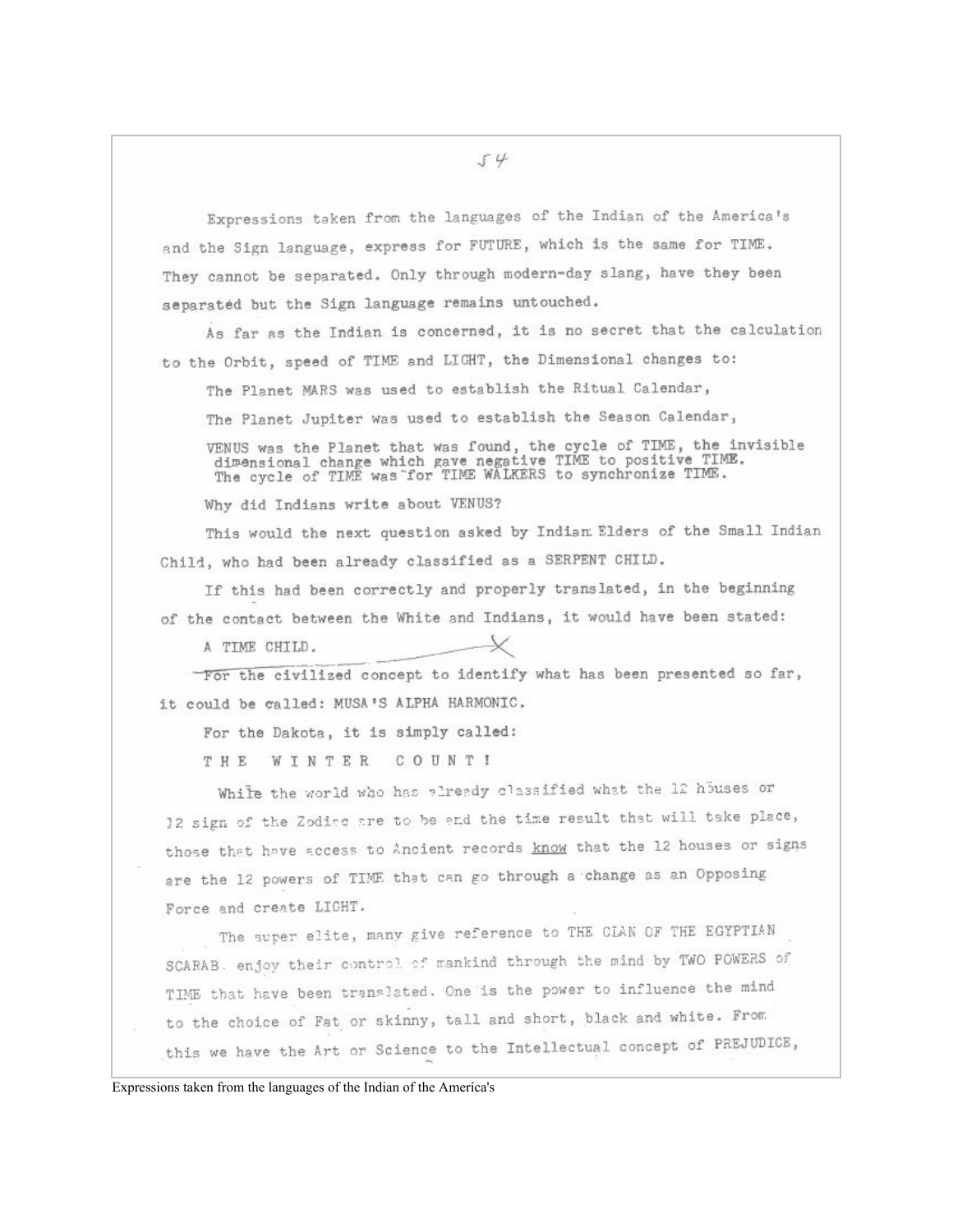Expressions taken from the languages of the Indian of the America's and the Sign language, express for FUTURE, which is the same for TIME. They cannot be separated. Only through modern-day slang, have they been separated but the Sign language remains untouched.

As far as the Indian is concerned, it is no secret that the calculation to the Orbit, speed of TIME and LIGHT, the Dimensional changes to:

The Planet MARS was used to establish the Ritual Calendar,

The Planet Jupiter was used to establish the Season Calendar,

VENUS was the Planet that was found, the cycle of TIME, the invisible dimensional change which gave negative TIME to positive TIME. The cycle of TIME was for TIME WALKERS to synchronize TIME.

Why did Indians write about VENUS?

This would the next question asked by Indian Elders of the Small Indian Child, who had been already classified as a SERPENT CHILD.

If this had been correctly and properly translated, in the beginning of the contact between the White and Indians, it would have been stated:

A TIME CHILD.

For the civilized concept to identify what has been presented so far, it could be called: MUSA'S ALPHA HARMONIC.

For the Dakota, it is simply called:

T H E  W I N T E R  C O U N T !

While the world who has already classified what the 12 houses or 12 sign of the Zodiac are to be and the time result that will take place, those that have access to Ancient records <u>know</u> that the 12 houses or signs are the 12 powers of TIME that can go through a change as an Opposing Force and create LIGHT.

The super elite, many give reference to THE CLAN OF THE EGYPTIAN SCARAB. enjoy their control of mankind through the mind by TWO POWERS of TIME that have been translated. One is the power to influence the mind to the choice of Fat or skinny, tall and short, black and white. From this we have the Art or Science to the Intellectual concept of PREJUDICE,

Expressions taken from the languages of the Indian of the America's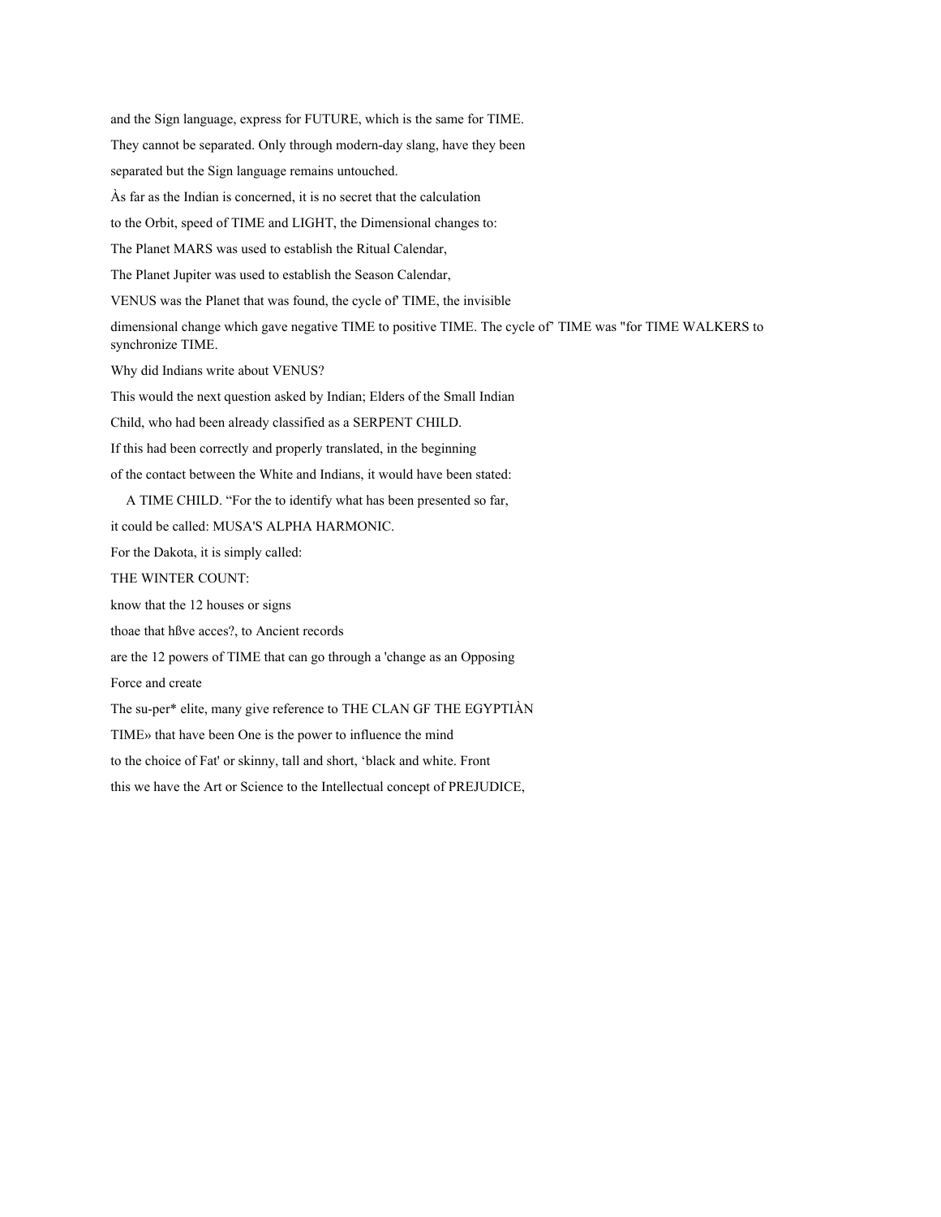and the Sign language, express for FUTURE, which is the same for TIME.

They cannot be separated. Only through modern-day slang, have they been

separated but the Sign language remains untouched.

Às far as the Indian is concerned, it is no secret that the calculation

to the Orbit, speed of TIME and LIGHT, the Dimensional changes to:

The Planet MARS was used to establish the Ritual Calendar,

The Planet Jupiter was used to establish the Season Calendar,

VENUS was the Planet that was found, the cycle of' TIME, the invisible

dimensional change which gave negative TIME to positive TIME. The cycle of' TIME was "for TIME WALKERS to synchronize TIME.

Why did Indians write about VENUS?

This would the next question asked by Indian; Elders of the Small Indian

Child, who had been already classified as a SERPENT CHILD.

If this had been correctly and properly translated, in the beginning

of the contact between the White and Indians, it would have been stated:

A TIME CHILD. "For the to identify what has been presented so far,

it could be called: MUSA'S ALPHA HARMONIC.

For the Dakota, it is simply called:

THE WINTER COUNT:

know that the 12 houses or signs

thoae that hßve acces?, to Ancient records

are the 12 powers of TIME that can go through a 'change as an Opposing

Force and create

The su-per* elite, many give reference to THE CLAN GF THE EGYPTIÀN

TIME» that have been One is the power to influence the mind

to the choice of Fat' or skinny, tall and short, 'black and white. Front

this we have the Art or Science to the Intellectual concept of PREJUDICE,